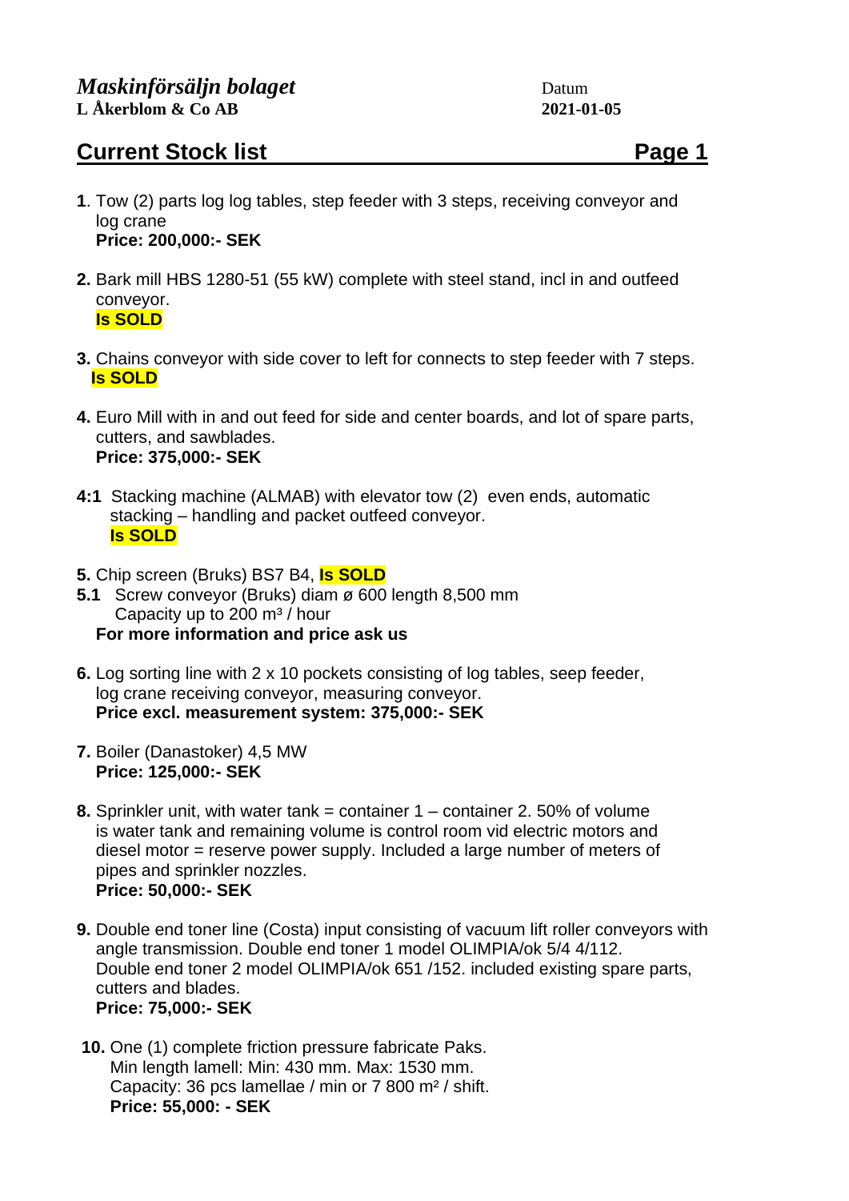*Maskinförsäljn bolaget*
**L Åkerblom & Co AB**

Datum
**2021-01-05**

## Current Stock list

**1**. Tow (2) parts log log tables, step feeder with 3 steps, receiving conveyor and log crane
**Price: 200,000:- SEK**

**2.** Bark mill HBS 1280-51 (55 kW) complete with steel stand, incl in and outfeed conveyor.
**Is SOLD**

**3.** Chains conveyor with side cover to left for connects to step feeder with 7 steps.
**Is SOLD**

**4.** Euro Mill with in and out feed for side and center boards, and lot of spare parts, cutters, and sawblades.
**Price: 375,000:- SEK**

**4:1** Stacking machine (ALMAB) with elevator tow (2) even ends, automatic stacking – handling and packet outfeed conveyor.
**Is SOLD**

**5.** Chip screen (Bruks) BS7 B4, **Is SOLD**

**5.1** Screw conveyor (Bruks) diam ø 600 length 8,500 mm
Capacity up to 200 m³ / hour
**For more information and price ask us**

**6.** Log sorting line with 2 x 10 pockets consisting of log tables, seep feeder, log crane receiving conveyor, measuring conveyor.
**Price excl. measurement system: 375,000:- SEK**

**7.** Boiler (Danastoker) 4,5 MW
**Price: 125,000:- SEK**

**8.** Sprinkler unit, with water tank = container 1 – container 2. 50% of volume is water tank and remaining volume is control room vid electric motors and diesel motor = reserve power supply. Included a large number of meters of pipes and sprinkler nozzles.
**Price: 50,000:- SEK**

**9.** Double end toner line (Costa) input consisting of vacuum lift roller conveyors with angle transmission. Double end toner 1 model OLIMPIA/ok 5/4 4/112.
Double end toner 2 model OLIMPIA/ok 651 /152. included existing spare parts, cutters and blades.
**Price: 75,000:- SEK**

**10.** One (1) complete friction pressure fabricate Paks.
Min length lamell: Min: 430 mm. Max: 1530 mm.
Capacity: 36 pcs lamellae / min or 7 800 m² / shift.
**Price: 55,000: - SEK**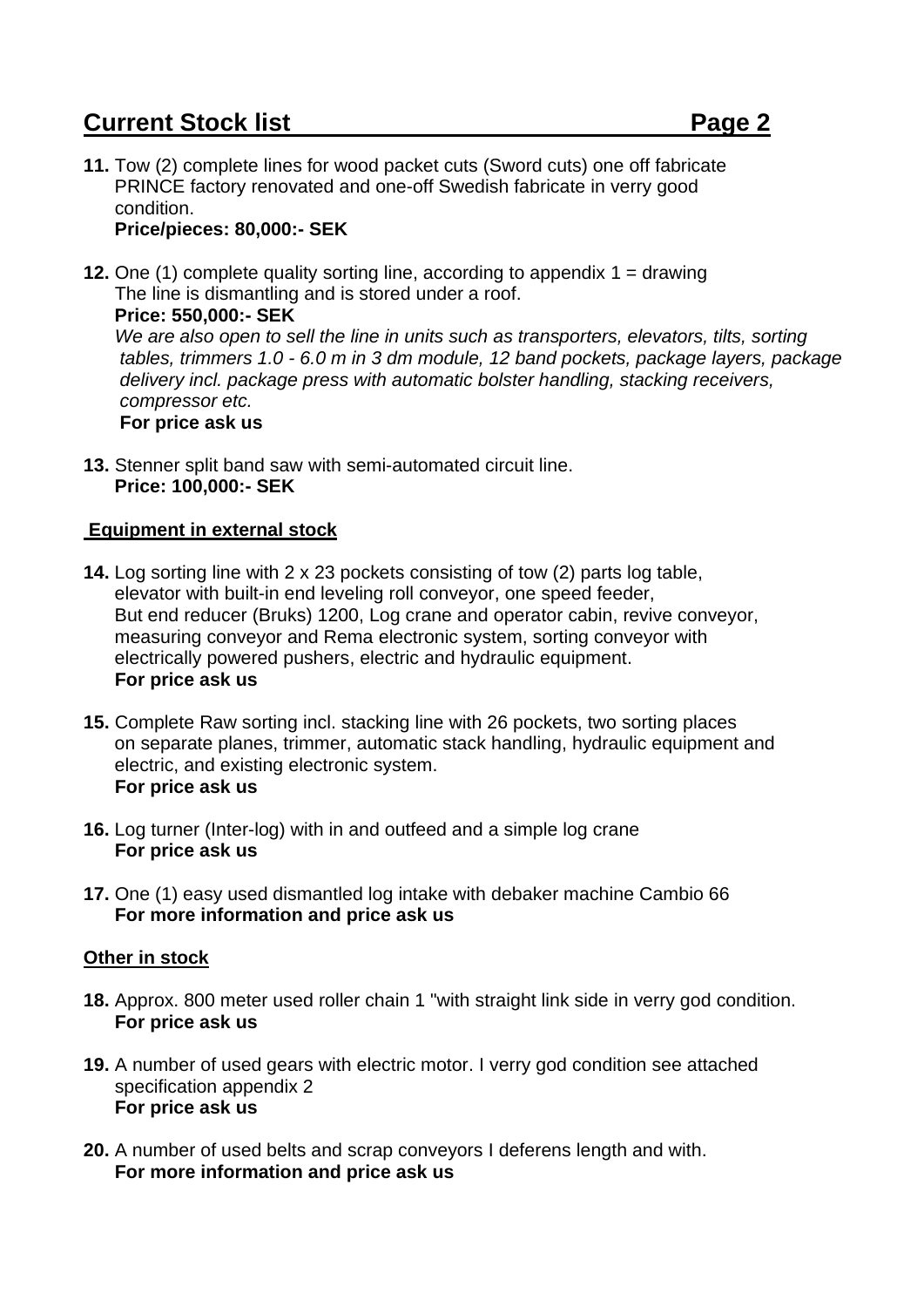# Current Stock list Page 2

**11.** Tow (2) complete lines for wood packet cuts (Sword cuts) one off fabricate PRINCE factory renovated and one-off Swedish fabricate in verry good condition.
**Price/pieces: 80,000:- SEK**

**12.** One (1) complete quality sorting line, according to appendix 1 = drawing The line is dismantling and is stored under a roof.
**Price: 550,000:- SEK**
*We are also open to sell the line in units such as transporters, elevators, tilts, sorting tables, trimmers 1.0 - 6.0 m in 3 dm module, 12 band pockets, package layers, package delivery incl. package press with automatic bolster handling, stacking receivers, compressor etc.*
**For price ask us**

**13.** Stenner split band saw with semi-automated circuit line.
**Price: 100,000:- SEK**

## Equipment in external stock

**14.** Log sorting line with 2 x 23 pockets consisting of tow (2) parts log table, elevator with built-in end leveling roll conveyor, one speed feeder, But end reducer (Bruks) 1200, Log crane and operator cabin, revive conveyor, measuring conveyor and Rema electronic system, sorting conveyor with electrically powered pushers, electric and hydraulic equipment.
**For price ask us**

**15.** Complete Raw sorting incl. stacking line with 26 pockets, two sorting places on separate planes, trimmer, automatic stack handling, hydraulic equipment and electric, and existing electronic system.
**For price ask us**

**16.** Log turner (Inter-log) with in and outfeed and a simple log crane
**For price ask us**

**17.** One (1) easy used dismantled log intake with debaker machine Cambio 66
**For more information and price ask us**

## Other in stock

**18.** Approx. 800 meter used roller chain 1 "with straight link side in verry god condition.
**For price ask us**

**19.** A number of used gears with electric motor. I verry god condition see attached specification appendix 2
**For price ask us**

**20.** A number of used belts and scrap conveyors I deferens length and with.
**For more information and price ask us**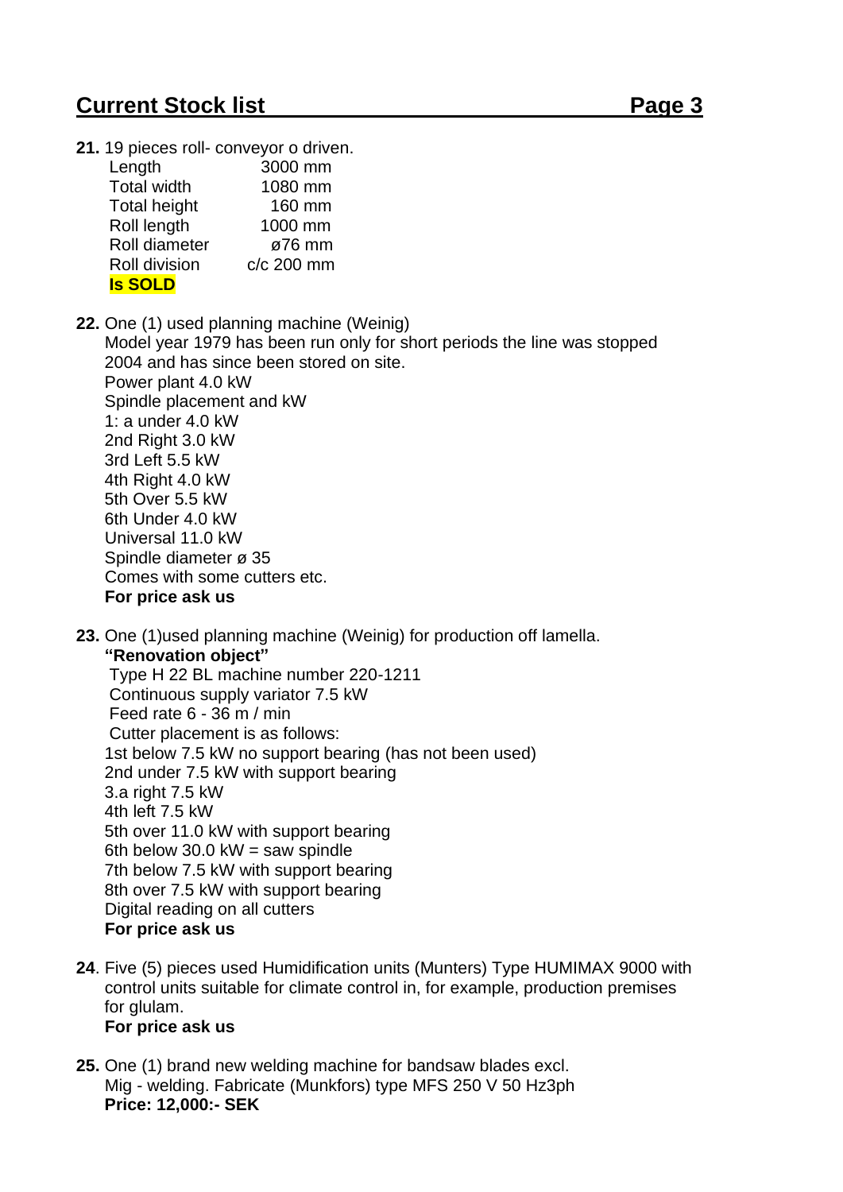## Current Stock list

**21.** 19 pieces roll- conveyor o driven.

| | |
|---|---|
| Length | 3000 mm |
| Total width | 1080 mm |
| Total height | 160 mm |
| Roll length | 1000 mm |
| Roll diameter | ø76 mm |
| Roll division | c/c 200 mm |

**Is SOLD**

**22.** One (1) used planning machine (Weinig)
Model year 1979 has been run only for short periods the line was stopped 2004 and has since been stored on site.
Power plant 4.0 kW
Spindle placement and kW
1: a under 4.0 kW
2nd Right 3.0 kW
3rd Left 5.5 kW
4th Right 4.0 kW
5th Over 5.5 kW
6th Under 4.0 kW
Universal 11.0 kW
Spindle diameter ø 35
Comes with some cutters etc.
**For price ask us**

**23.** One (1)used planning machine (Weinig) for production off lamella.
**"Renovation object"**
Type H 22 BL machine number 220-1211
Continuous supply variator 7.5 kW
Feed rate 6 - 36 m / min
Cutter placement is as follows:
1st below 7.5 kW no support bearing (has not been used)
2nd under 7.5 kW with support bearing
3.a right 7.5 kW
4th left 7.5 kW
5th over 11.0 kW with support bearing
6th below 30.0 kW = saw spindle
7th below 7.5 kW with support bearing
8th over 7.5 kW with support bearing
Digital reading on all cutters
**For price ask us**

**24**. Five (5) pieces used Humidification units (Munters) Type HUMIMAX 9000 with control units suitable for climate control in, for example, production premises for glulam.
**For price ask us**

**25.** One (1) brand new welding machine for bandsaw blades excl.
Mig - welding. Fabricate (Munkfors) type MFS 250 V 50 Hz3ph
**Price: 12,000:- SEK**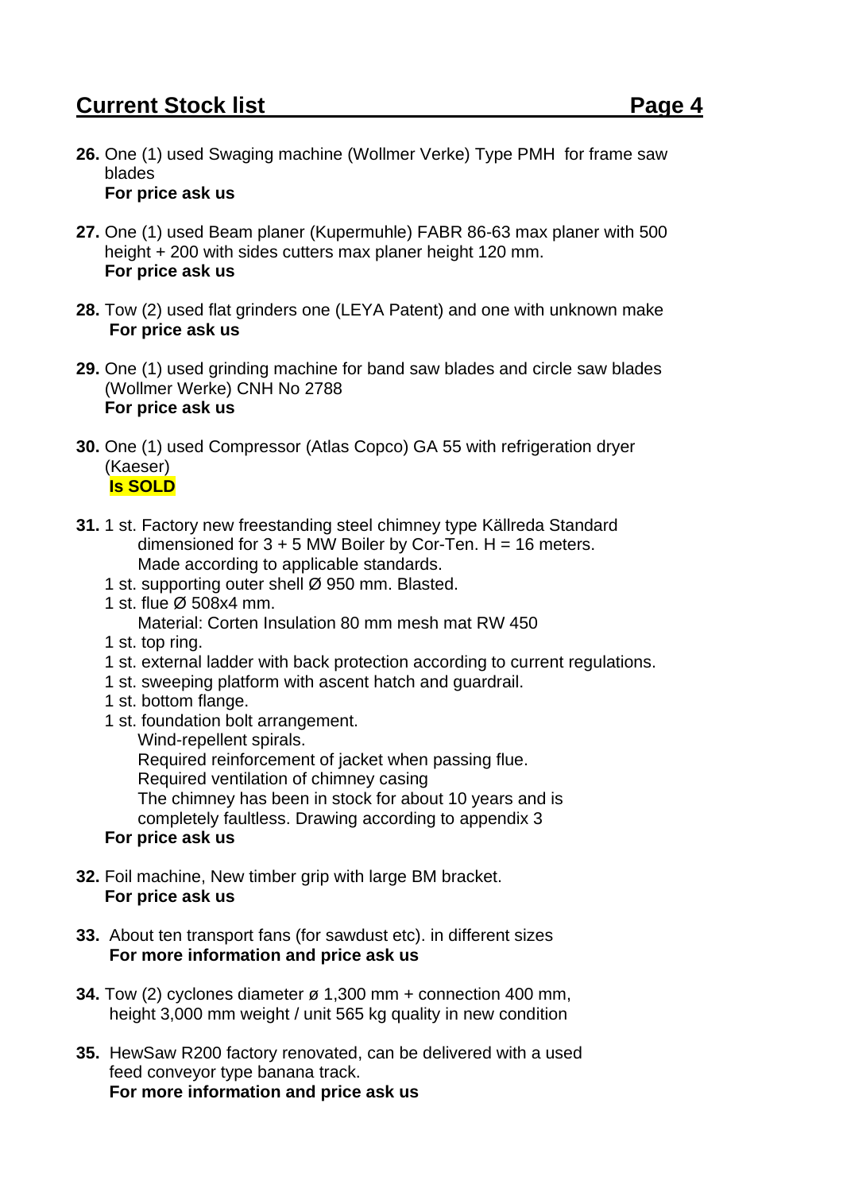## Current Stock list

**26.** One (1) used Swaging machine (Wollmer Verke) Type PMH for frame saw blades
**For price ask us**

**27.** One (1) used Beam planer (Kupermuhle) FABR 86-63 max planer with 500 height + 200 with sides cutters max planer height 120 mm.
**For price ask us**

**28.** Tow (2) used flat grinders one (LEYA Patent) and one with unknown make
**For price ask us**

**29.** One (1) used grinding machine for band saw blades and circle saw blades (Wollmer Werke) CNH No 2788
**For price ask us**

**30.** One (1) used Compressor (Atlas Copco) GA 55 with refrigeration dryer (Kaeser)
**Is SOLD**

**31.** 1 st. Factory new freestanding steel chimney type Källreda Standard dimensioned for 3 + 5 MW Boiler by Cor-Ten. H = 16 meters. Made according to applicable standards.
1 st. supporting outer shell Ø 950 mm. Blasted.
1 st. flue Ø 508x4 mm.
Material: Corten Insulation 80 mm mesh mat RW 450
1 st. top ring.
1 st. external ladder with back protection according to current regulations.
1 st. sweeping platform with ascent hatch and guardrail.
1 st. bottom flange.
1 st. foundation bolt arrangement.
Wind-repellent spirals.
Required reinforcement of jacket when passing flue.
Required ventilation of chimney casing
The chimney has been in stock for about 10 years and is completely faultless. Drawing according to appendix 3
**For price ask us**

**32.** Foil machine, New timber grip with large BM bracket.
**For price ask us**

**33.** About ten transport fans (for sawdust etc). in different sizes
**For more information and price ask us**

**34.** Tow (2) cyclones diameter ø 1,300 mm + connection 400 mm, height 3,000 mm weight / unit 565 kg quality in new condition

**35.** HewSaw R200 factory renovated, can be delivered with a used feed conveyor type banana track.
**For more information and price ask us**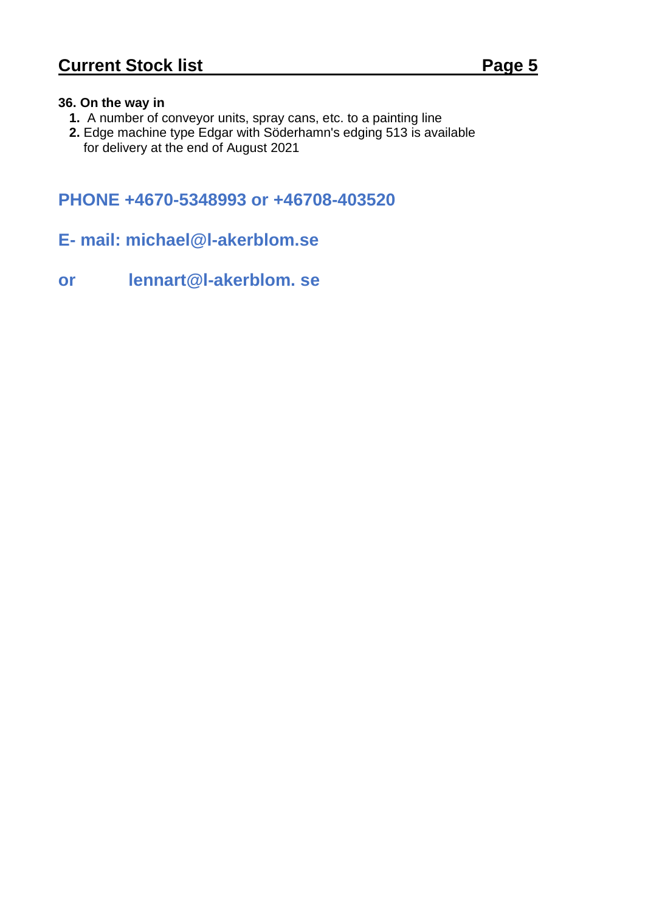**36. On the way in**

1. A number of conveyor units, spray cans, etc. to a painting line
2. Edge machine type Edgar with Söderhamn's edging 513 is available for delivery at the end of August 2021

**PHONE +4670-5348993 or +46708-403520**

**E- mail: michael@l-akerblom.se**

**or lennart@l-akerblom. se**